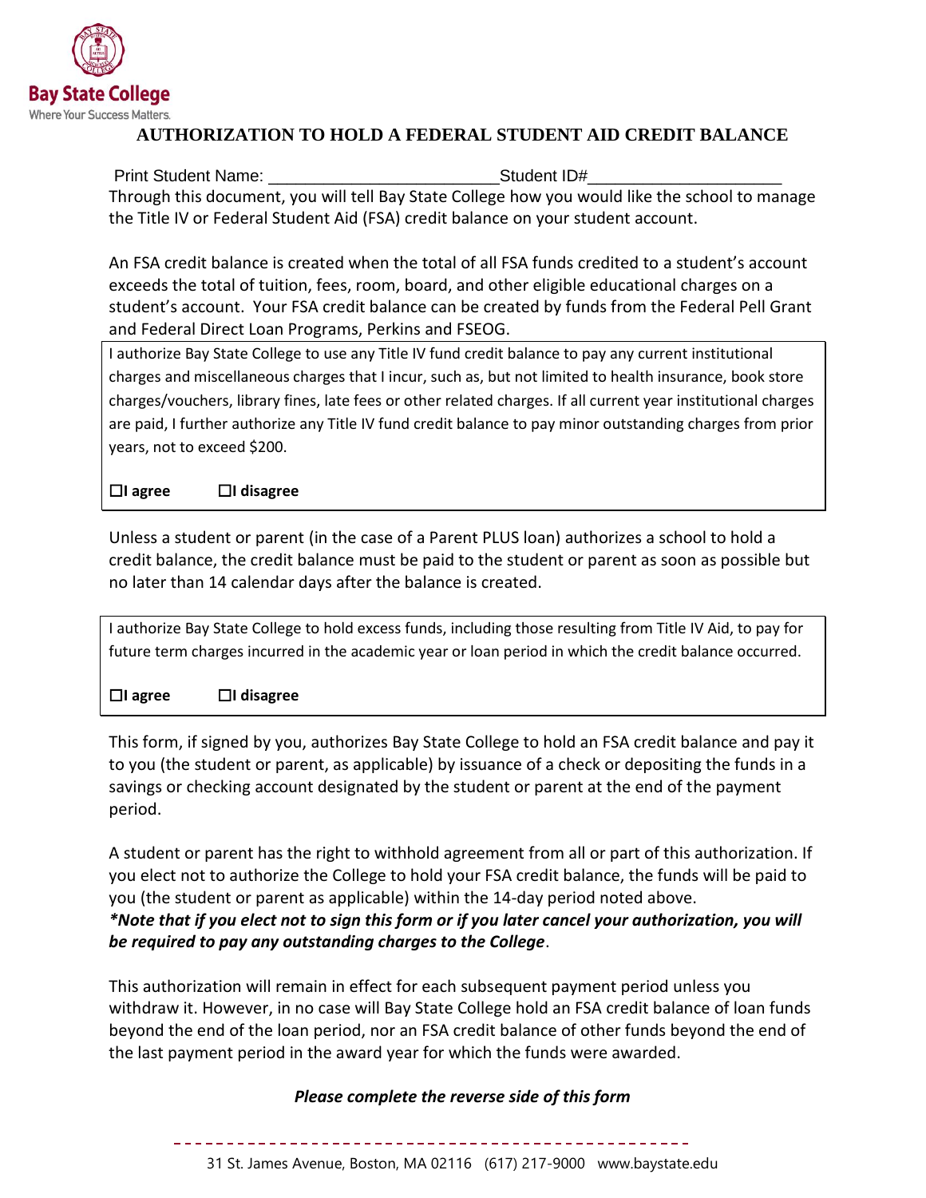**Bay State College**
Where Your Success Matters.

# AUTHORIZATION TO HOLD A FEDERAL STUDENT AID CREDIT BALANCE

Print Student Name: ________________________ Student ID# ____________________

Through this document, you will tell Bay State College how you would like the school to manage the Title IV or Federal Student Aid (FSA) credit balance on your student account.

An FSA credit balance is created when the total of all FSA funds credited to a student's account exceeds the total of tuition, fees, room, board, and other eligible educational charges on a student's account. Your FSA credit balance can be created by funds from the Federal Pell Grant and Federal Direct Loan Programs, Perkins and FSEOG.

> I authorize Bay State College to use any Title IV fund credit balance to pay any current institutional charges and miscellaneous charges that I incur, such as, but not limited to health insurance, book store charges/vouchers, library fines, late fees or other related charges. If all current year institutional charges are paid, I further authorize any Title IV fund credit balance to pay minor outstanding charges from prior years, not to exceed $200.
>
> ☐**I agree** ☐**I disagree**

Unless a student or parent (in the case of a Parent PLUS loan) authorizes a school to hold a credit balance, the credit balance must be paid to the student or parent as soon as possible but no later than 14 calendar days after the balance is created.

> I authorize Bay State College to hold excess funds, including those resulting from Title IV Aid, to pay for future term charges incurred in the academic year or loan period in which the credit balance occurred.
>
> ☐**I agree** ☐**I disagree**

This form, if signed by you, authorizes Bay State College to hold an FSA credit balance and pay it to you (the student or parent, as applicable) by issuance of a check or depositing the funds in a savings or checking account designated by the student or parent at the end of the payment period.

A student or parent has the right to withhold agreement from all or part of this authorization. If you elect not to authorize the College to hold your FSA credit balance, the funds will be paid to you (the student or parent as applicable) within the 14-day period noted above.
***Note that if you elect not to sign this form or if you later cancel your authorization, you will be required to pay any outstanding charges to the College**.

This authorization will remain in effect for each subsequent payment period unless you withdraw it. However, in no case will Bay State College hold an FSA credit balance of loan funds beyond the end of the loan period, nor an FSA credit balance of other funds beyond the end of the last payment period in the award year for which the funds were awarded.

***Please complete the reverse side of this form***

31 St. James Avenue, Boston, MA 02116 (617) 217-9000 www.baystate.edu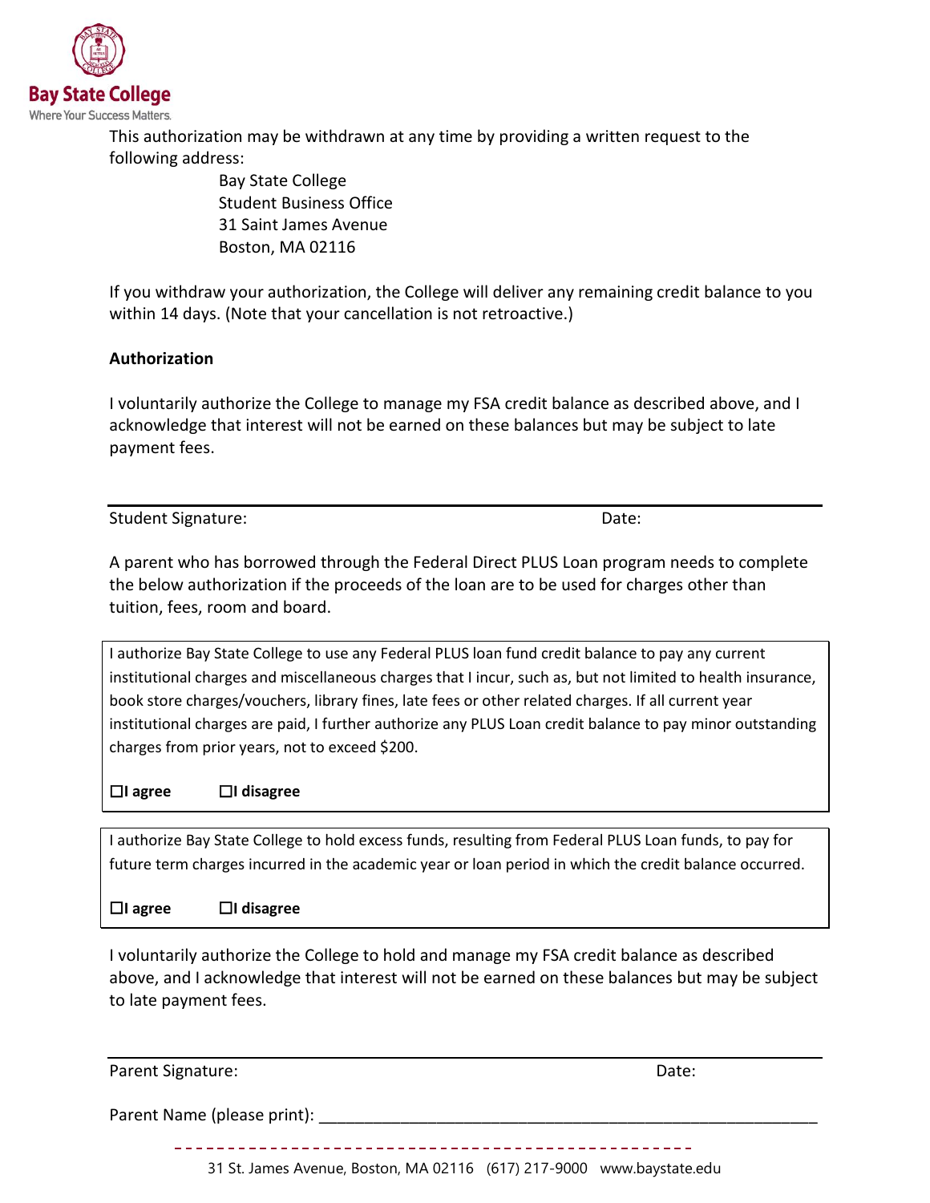This authorization may be withdrawn at any time by providing a written request to the following address:

Bay State College
Student Business Office
31 Saint James Avenue
Boston, MA 02116

If you withdraw your authorization, the College will deliver any remaining credit balance to you within 14 days. (Note that your cancellation is not retroactive.)

**Authorization**

I voluntarily authorize the College to manage my FSA credit balance as described above, and I acknowledge that interest will not be earned on these balances but may be subject to late payment fees.

Student Signature: Date:

A parent who has borrowed through the Federal Direct PLUS Loan program needs to complete the below authorization if the proceeds of the loan are to be used for charges other than tuition, fees, room and board.

I authorize Bay State College to use any Federal PLUS loan fund credit balance to pay any current institutional charges and miscellaneous charges that I incur, such as, but not limited to health insurance, book store charges/vouchers, library fines, late fees or other related charges. If all current year institutional charges are paid, I further authorize any PLUS Loan credit balance to pay minor outstanding charges from prior years, not to exceed $200.

**☐I agree** **☐I disagree**

I authorize Bay State College to hold excess funds, resulting from Federal PLUS Loan funds, to pay for future term charges incurred in the academic year or loan period in which the credit balance occurred.

**☐I agree** **☐I disagree**

I voluntarily authorize the College to hold and manage my FSA credit balance as described above, and I acknowledge that interest will not be earned on these balances but may be subject to late payment fees.

Parent Signature: Date:

Parent Name (please print): ___________________________________________________________

31 St. James Avenue, Boston, MA 02116 (617) 217-9000 www.baystate.edu